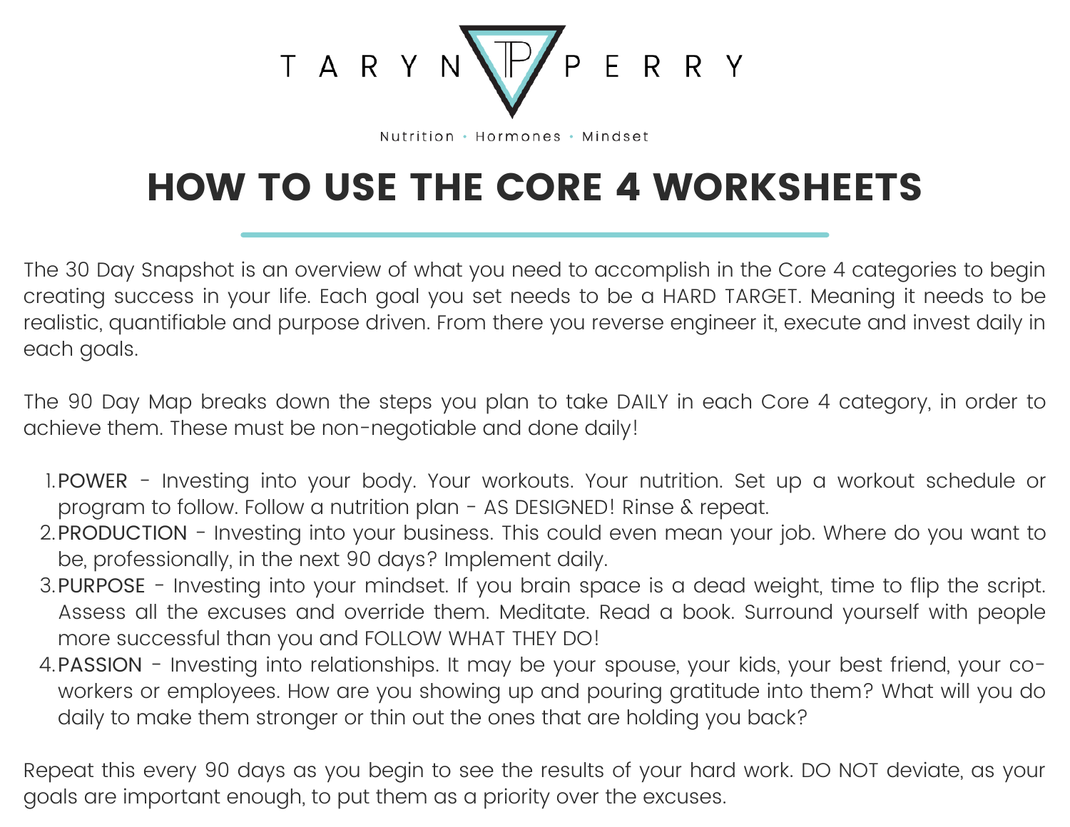TARYN PERRY

Nutrition • Hormones • Mindset

# HOW TO USE THE CORE 4 WORKSHEETS

The 30 Day Snapshot is an overview of what you need to accomplish in the Core 4 categories to begin creating success in your life. Each goal you set needs to be a HARD TARGET. Meaning it needs to be realistic, quantifiable and purpose driven. From there you reverse engineer it, execute and invest daily in each goals.

The 90 Day Map breaks down the steps you plan to take DAILY in each Core 4 category, in order to achieve them. These must be non-negotiable and done daily!

1. POWER - Investing into your body. Your workouts. Your nutrition. Set up a workout schedule or program to follow. Follow a nutrition plan - AS DESIGNED! Rinse & repeat.
2. PRODUCTION - Investing into your business. This could even mean your job. Where do you want to be, professionally, in the next 90 days? Implement daily.
3. PURPOSE - Investing into your mindset. If you brain space is a dead weight, time to flip the script. Assess all the excuses and override them. Meditate. Read a book. Surround yourself with people more successful than you and FOLLOW WHAT THEY DO!
4. PASSION - Investing into relationships. It may be your spouse, your kids, your best friend, your co-workers or employees. How are you showing up and pouring gratitude into them? What will you do daily to make them stronger or thin out the ones that are holding you back?

Repeat this every 90 days as you begin to see the results of your hard work. DO NOT deviate, as your goals are important enough, to put them as a priority over the excuses.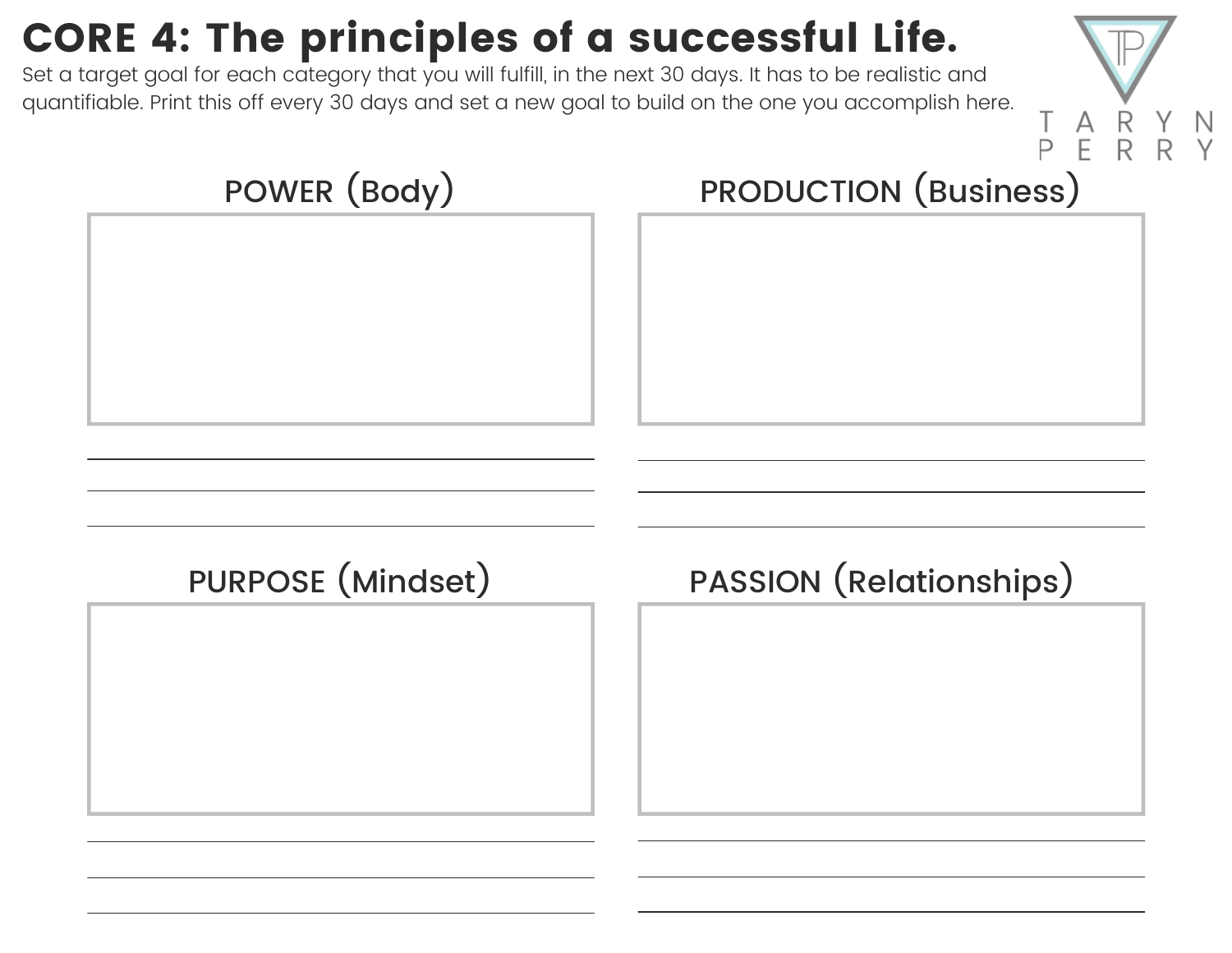# CORE 4: The principles of a successful Life.

Set a target goal for each category that you will fulfill, in the next 30 days. It has to be realistic and quantifiable. Print this off every 30 days and set a new goal to build on the one you accomplish here.

TARYN PERRY

## POWER (Body)

## PRODUCTION (Business)

## PURPOSE (Mindset)

## PASSION (Relationships)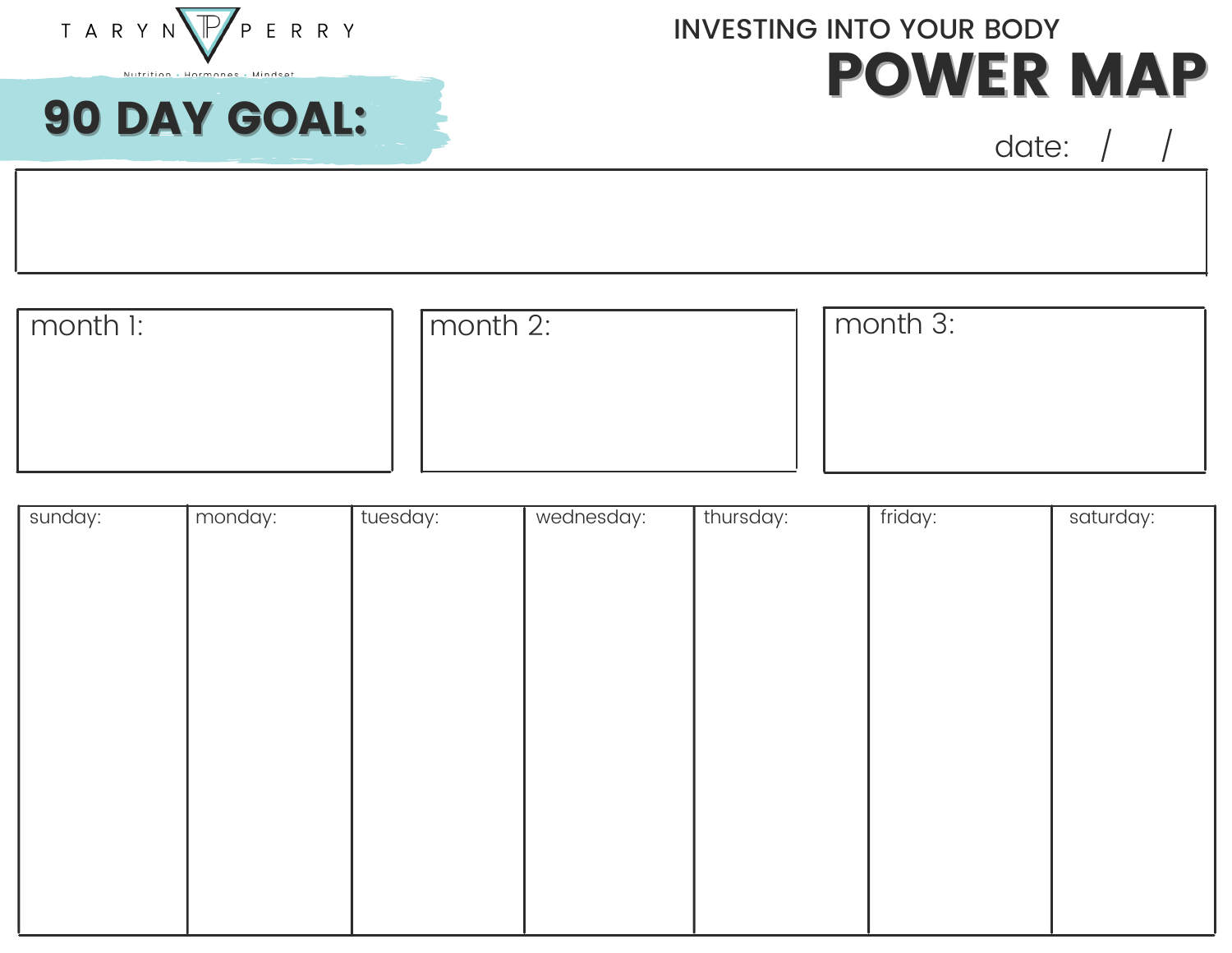TARYN PERRY

Nutrition • Hormones • Mindset

# INVESTING INTO YOUR BODY POWER MAP

**90 DAY GOAL:**

date: / /

| month 1: | month 2: | month 3: |
|---|---|---|
| | | |

| sunday: | monday: | tuesday: | wednesday: | thursday: | friday: | saturday: |
|---|---|---|---|---|---|---|
| | | | | | | |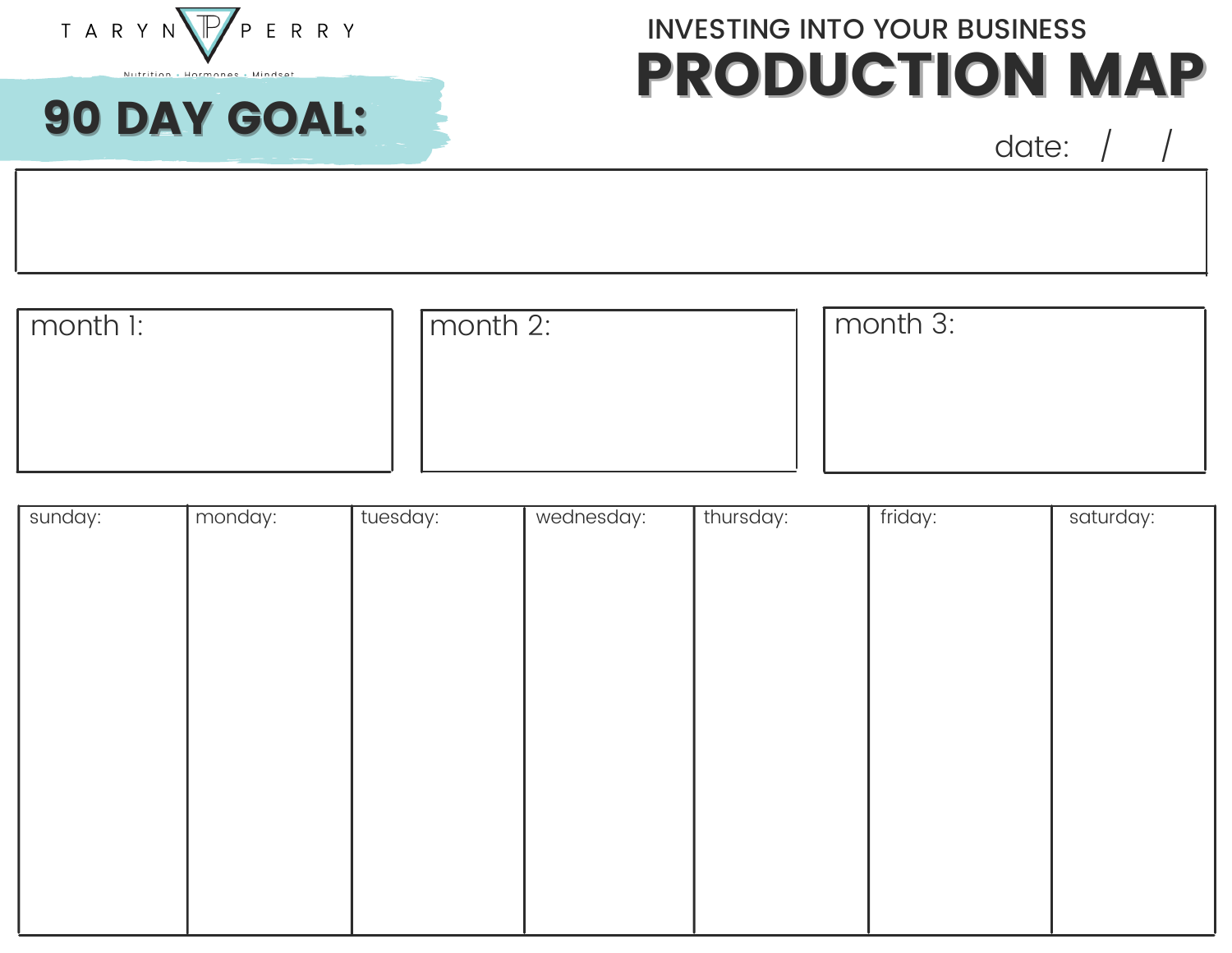TARYN PERRY

Nutrition • Hormones • Mindset

## INVESTING INTO YOUR BUSINESS

# PRODUCTION MAP

## 90 DAY GOAL:

date: / /

month 1:

month 2:

month 3:

| sunday: | monday: | tuesday: | wednesday: | thursday: | friday: | saturday: |
| --- | --- | --- | --- | --- | --- | --- |
| | | | | | | |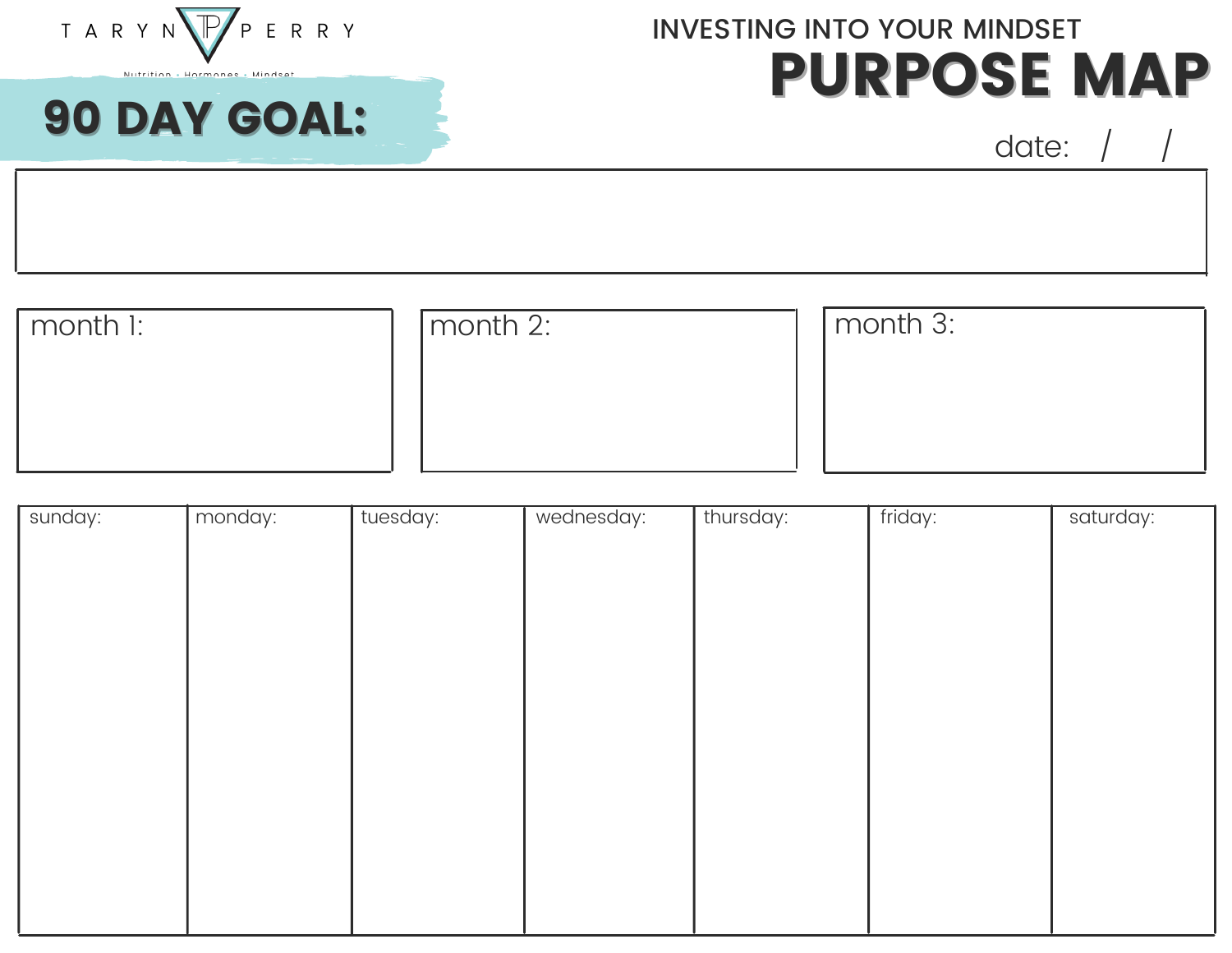TARYN PERRY

Nutrition · Hormones · Mindset

INVESTING INTO YOUR MINDSET

# PURPOSE MAP

## 90 DAY GOAL:

date: / /

| month 1: | month 2: | month 3: |
| --- | --- | --- |
| | | |

| sunday: | monday: | tuesday: | wednesday: | thursday: | friday: | saturday: |
| --- | --- | --- | --- | --- | --- | --- |
| | | | | | | |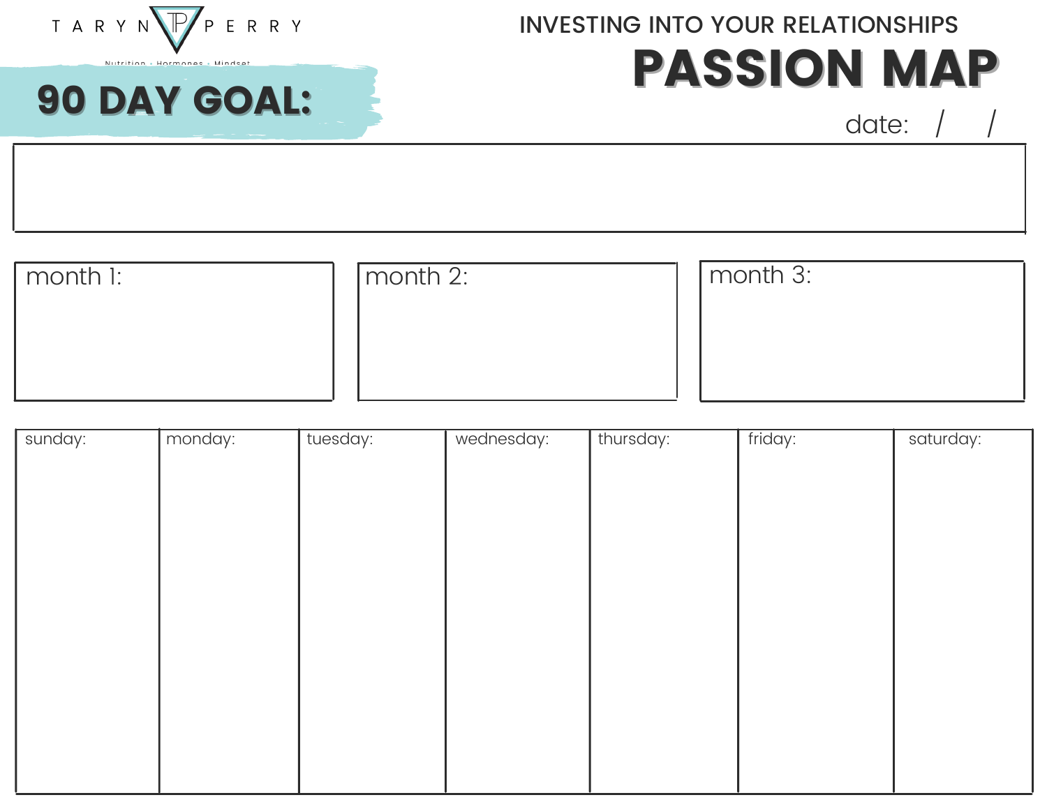TARYN PERRY

Nutrition · Hormones · Mindset

INVESTING INTO YOUR RELATIONSHIPS

# PASSION MAP

date: / /

## 90 DAY GOAL:

month 1:

month 2:

month 3:

| sunday: | monday: | tuesday: | wednesday: | thursday: | friday: | saturday: |
| --- | --- | --- | --- | --- | --- | --- |
| | | | | | | |